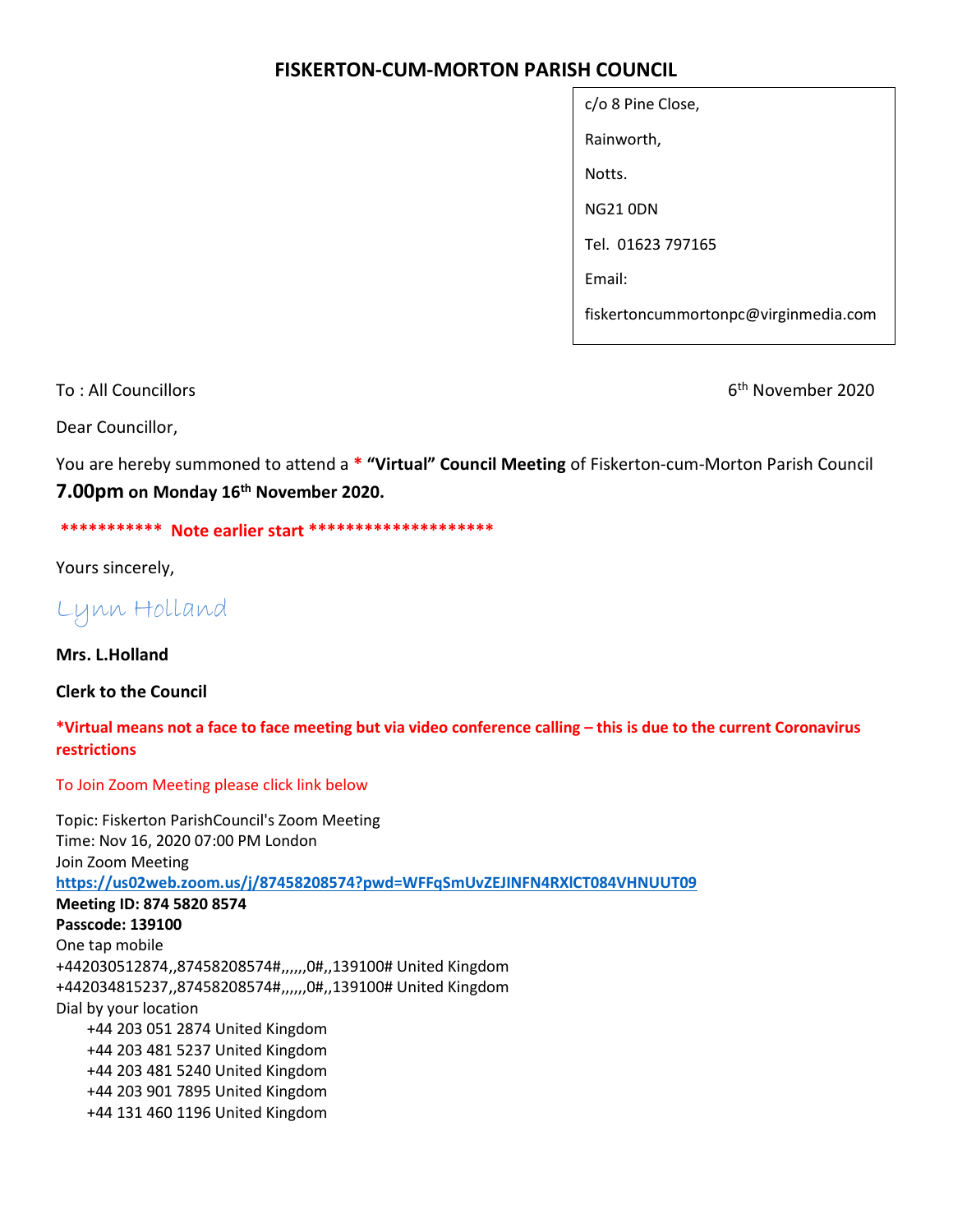# FISKERTON-CUM-MORTON PARISH COUNCIL

c/o 8 Pine Close,

Rainworth,

Notts.

NG21 0DN

Tel. 01623 797165

Email:

fiskertoncummortonpc@virginmedia.com

To : All Councillors

6th November 2020

Dear Councillor,

You are hereby summoned to attend a * **"Virtual" Council Meeting** of Fiskerton-cum-Morton Parish Council **7.00pm on Monday 16th November 2020.**

*********** **Note earlier start** ********************

Yours sincerely,

Lynn Holland

**Mrs. L.Holland**

**Clerk to the Council**

***Virtual means not a face to face meeting but via video conference calling – this is due to the current Coronavirus restrictions**

To Join Zoom Meeting please click link below

Topic: Fiskerton ParishCouncil's Zoom Meeting
Time: Nov 16, 2020 07:00 PM London
Join Zoom Meeting
**https://us02web.zoom.us/j/87458208574?pwd=WFFqSmUvZEJINFN4RXlCT084VHNUUT09**
**Meeting ID: 874 5820 8574**
**Passcode: 139100**
One tap mobile
+442030512874,,87458208574#,,,,,,0#,,139100# United Kingdom
+442034815237,,87458208574#,,,,,,0#,,139100# United Kingdom
Dial by your location
+44 203 051 2874 United Kingdom
+44 203 481 5237 United Kingdom
+44 203 481 5240 United Kingdom
+44 203 901 7895 United Kingdom
+44 131 460 1196 United Kingdom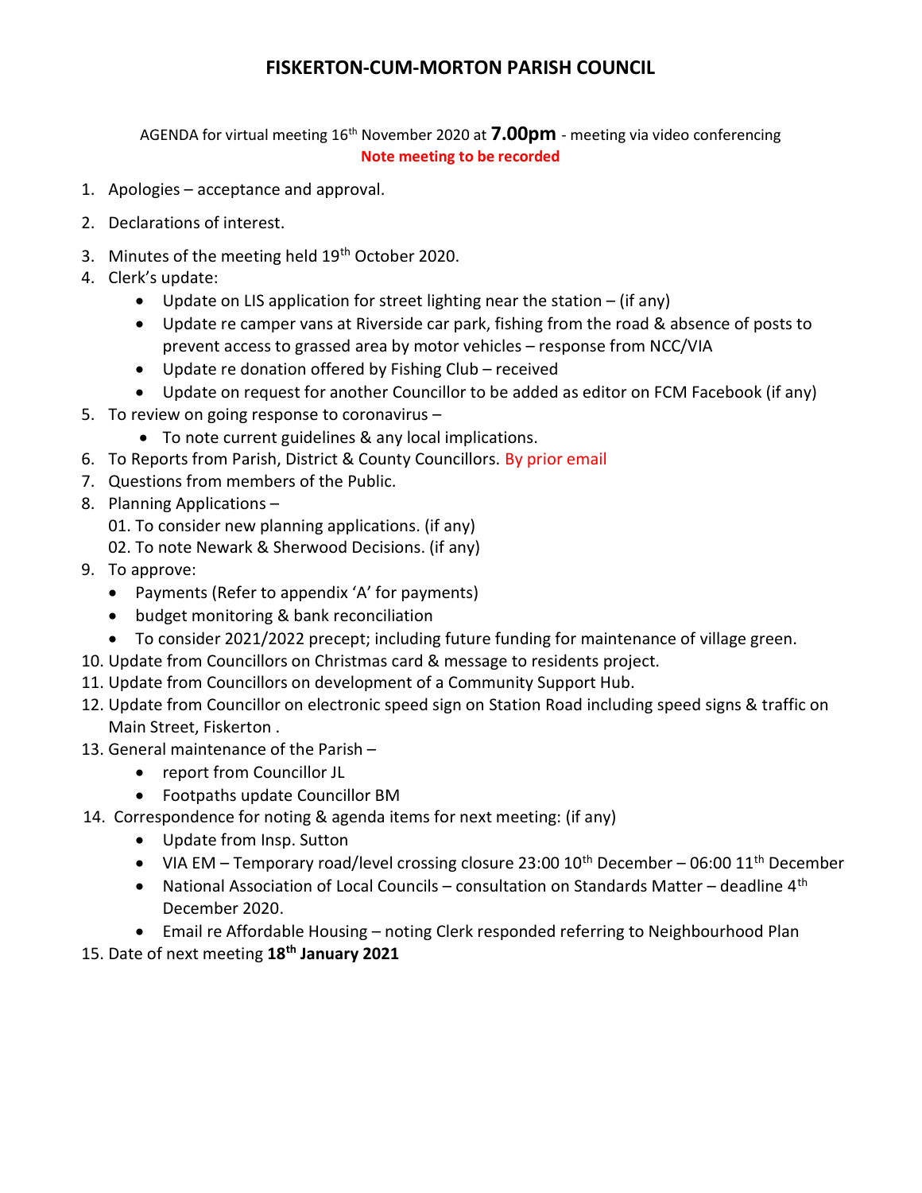# FISKERTON-CUM-MORTON PARISH COUNCIL

AGENDA for virtual meeting 16th November 2020 at **7.00pm** - meeting via video conferencing

**Note meeting to be recorded**

1. Apologies – acceptance and approval.
2. Declarations of interest.
3. Minutes of the meeting held 19th October 2020.
4. Clerk's update:
   - Update on LIS application for street lighting near the station – (if any)
   - Update re camper vans at Riverside car park, fishing from the road & absence of posts to prevent access to grassed area by motor vehicles – response from NCC/VIA
   - Update re donation offered by Fishing Club – received
   - Update on request for another Councillor to be added as editor on FCM Facebook (if any)
5. To review on going response to coronavirus –
   - To note current guidelines & any local implications.
6. To Reports from Parish, District & County Councillors. By prior email
7. Questions from members of the Public.
8. Planning Applications –
   01. To consider new planning applications. (if any)
   02. To note Newark & Sherwood Decisions. (if any)
9. To approve:
   - Payments (Refer to appendix 'A' for payments)
   - budget monitoring & bank reconciliation
   - To consider 2021/2022 precept; including future funding for maintenance of village green.
10. Update from Councillors on Christmas card & message to residents project.
11. Update from Councillors on development of a Community Support Hub.
12. Update from Councillor on electronic speed sign on Station Road including speed signs & traffic on Main Street, Fiskerton .
13. General maintenance of the Parish –
    - report from Councillor JL
    - Footpaths update Councillor BM
14. Correspondence for noting & agenda items for next meeting: (if any)
    - Update from Insp. Sutton
    - VIA EM – Temporary road/level crossing closure 23:00 10th December – 06:00 11th December
    - National Association of Local Councils – consultation on Standards Matter – deadline 4th December 2020.
    - Email re Affordable Housing – noting Clerk responded referring to Neighbourhood Plan
15. Date of next meeting **18th January 2021**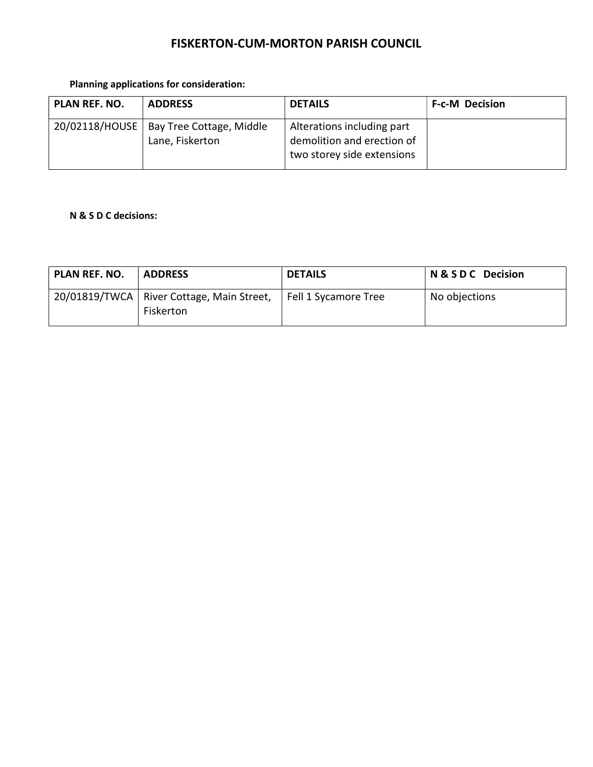# FISKERTON-CUM-MORTON PARISH COUNCIL

**Planning applications for consideration:**

| PLAN REF. NO. | ADDRESS | DETAILS | F-c-M Decision |
|---|---|---|---|
| 20/02118/HOUSE | Bay Tree Cottage, Middle Lane, Fiskerton | Alterations including part demolition and erection of two storey side extensions | |

**N & S D C decisions:**

| PLAN REF. NO. | ADDRESS | DETAILS | N & S D C Decision |
|---|---|---|---|
| 20/01819/TWCA | River Cottage, Main Street, Fiskerton | Fell 1 Sycamore Tree | No objections |